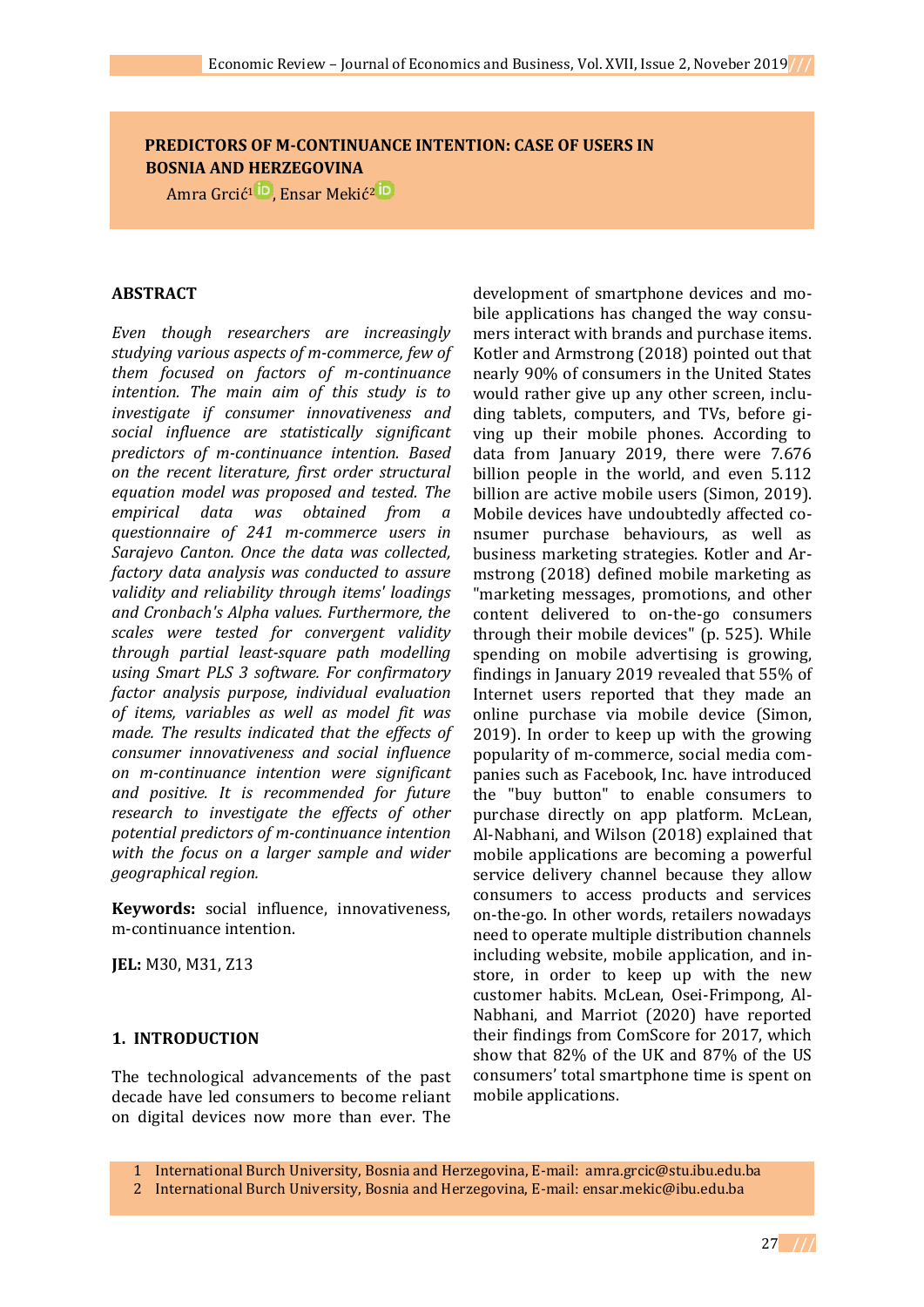# PREDICTORS OF M-CONTINUANCE INTENTION: CASE OF USERS IN BOSNIA AND HERZEGOVINA

Amra Grcić[1], Ensar Mekić[2]

## ABSTRACT

*Even though researchers are increasingly studying various aspects of m-commerce, few of them focused on factors of m-continuance intention. The main aim of this study is to investigate if consumer innovativeness and social influence are statistically significant predictors of m-continuance intention. Based on the recent literature, first order structural equation model was proposed and tested. The empirical data was obtained from a questionnaire of 241 m-commerce users in Sarajevo Canton. Once the data was collected, factory data analysis was conducted to assure validity and reliability through items' loadings and Cronbach's Alpha values. Furthermore, the scales were tested for convergent validity through partial least-square path modelling using Smart PLS 3 software. For confirmatory factor analysis purpose, individual evaluation of items, variables as well as model fit was made. The results indicated that the effects of consumer innovativeness and social influence on m-continuance intention were significant and positive. It is recommended for future research to investigate the effects of other potential predictors of m-continuance intention with the focus on a larger sample and wider geographical region.*

**Keywords:** social influence, innovativeness, m-continuance intention.

**JEL:** M30, M31, Z13

## 1. INTRODUCTION

The technological advancements of the past decade have led consumers to become reliant on digital devices now more than ever. The development of smartphone devices and mobile applications has changed the way consumers interact with brands and purchase items. Kotler and Armstrong (2018) pointed out that nearly 90% of consumers in the United States would rather give up any other screen, including tablets, computers, and TVs, before giving up their mobile phones. According to data from January 2019, there were 7.676 billion people in the world, and even 5.112 billion are active mobile users (Simon, 2019). Mobile devices have undoubtedly affected consumer purchase behaviours, as well as business marketing strategies. Kotler and Armstrong (2018) defined mobile marketing as "marketing messages, promotions, and other content delivered to on-the-go consumers through their mobile devices" (p. 525). While spending on mobile advertising is growing, findings in January 2019 revealed that 55% of Internet users reported that they made an online purchase via mobile device (Simon, 2019). In order to keep up with the growing popularity of m-commerce, social media companies such as Facebook, Inc. have introduced the "buy button" to enable consumers to purchase directly on app platform. McLean, Al-Nabhani, and Wilson (2018) explained that mobile applications are becoming a powerful service delivery channel because they allow consumers to access products and services on-the-go. In other words, retailers nowadays need to operate multiple distribution channels including website, mobile application, and in-store, in order to keep up with the new customer habits. McLean, Osei-Frimpong, Al-Nabhani, and Marriot (2020) have reported their findings from ComScore for 2017, which show that 82% of the UK and 87% of the US consumers' total smartphone time is spent on mobile applications.

---

1 International Burch University, Bosnia and Herzegovina, E-mail: amra.grcic@stu.ibu.edu.ba

2 International Burch University, Bosnia and Herzegovina, E-mail: ensar.mekic@ibu.edu.ba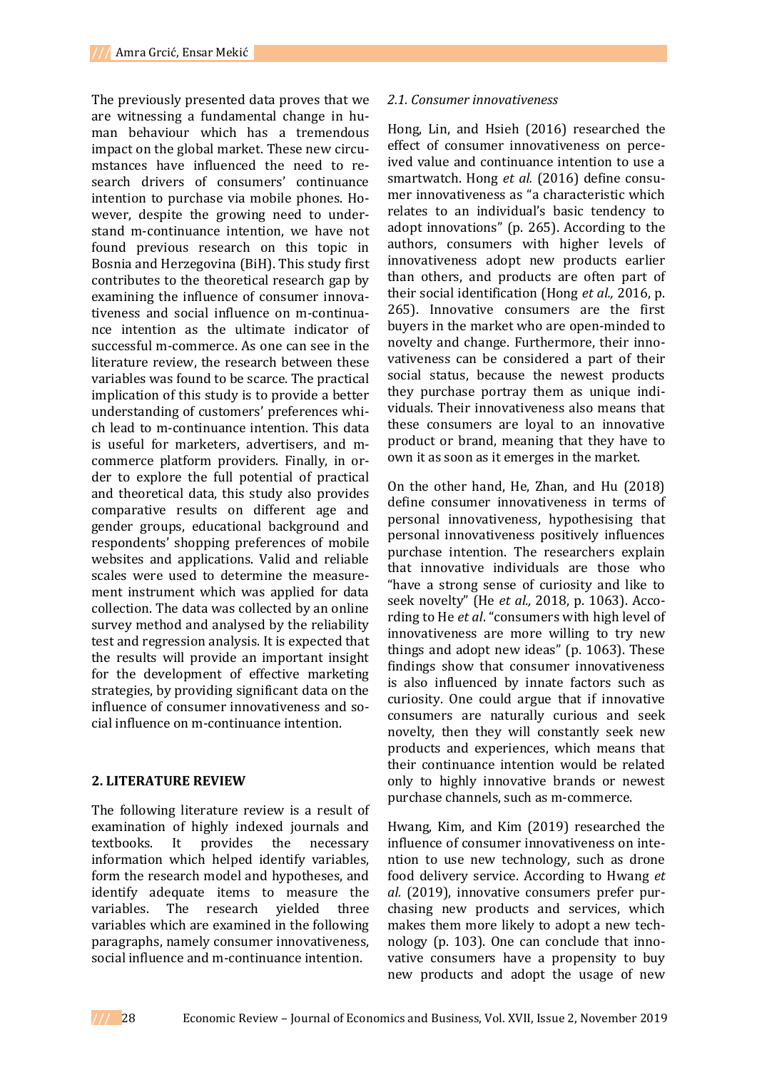The previously presented data proves that we are witnessing a fundamental change in human behaviour which has a tremendous impact on the global market. These new circumstances have influenced the need to research drivers of consumers' continuance intention to purchase via mobile phones. However, despite the growing need to understand m-continuance intention, we have not found previous research on this topic in Bosnia and Herzegovina (BiH). This study first contributes to the theoretical research gap by examining the influence of consumer innovativeness and social influence on m-continuance intention as the ultimate indicator of successful m-commerce. As one can see in the literature review, the research between these variables was found to be scarce. The practical implication of this study is to provide a better understanding of customers' preferences which lead to m-continuance intention. This data is useful for marketers, advertisers, and m-commerce platform providers. Finally, in order to explore the full potential of practical and theoretical data, this study also provides comparative results on different age and gender groups, educational background and respondents' shopping preferences of mobile websites and applications. Valid and reliable scales were used to determine the measurement instrument which was applied for data collection. The data was collected by an online survey method and analysed by the reliability test and regression analysis. It is expected that the results will provide an important insight for the development of effective marketing strategies, by providing significant data on the influence of consumer innovativeness and social influence on m-continuance intention.

## 2. LITERATURE REVIEW

The following literature review is a result of examination of highly indexed journals and textbooks. It provides the necessary information which helped identify variables, form the research model and hypotheses, and identify adequate items to measure the variables. The research yielded three variables which are examined in the following paragraphs, namely consumer innovativeness, social influence and m-continuance intention.

### *2.1. Consumer innovativeness*

Hong, Lin, and Hsieh (2016) researched the effect of consumer innovativeness on perceived value and continuance intention to use a smartwatch. Hong *et al.* (2016) define consumer innovativeness as "a characteristic which relates to an individual's basic tendency to adopt innovations" (p. 265). According to the authors, consumers with higher levels of innovativeness adopt new products earlier than others, and products are often part of their social identification (Hong *et al.,* 2016, p. 265). Innovative consumers are the first buyers in the market who are open-minded to novelty and change. Furthermore, their innovativeness can be considered a part of their social status, because the newest products they purchase portray them as unique individuals. Their innovativeness also means that these consumers are loyal to an innovative product or brand, meaning that they have to own it as soon as it emerges in the market.

On the other hand, He, Zhan, and Hu (2018) define consumer innovativeness in terms of personal innovativeness, hypothesising that personal innovativeness positively influences purchase intention. The researchers explain that innovative individuals are those who "have a strong sense of curiosity and like to seek novelty" (He *et al.,* 2018, p. 1063). According to He *et al*. "consumers with high level of innovativeness are more willing to try new things and adopt new ideas" (p. 1063). These findings show that consumer innovativeness is also influenced by innate factors such as curiosity. One could argue that if innovative consumers are naturally curious and seek novelty, then they will constantly seek new products and experiences, which means that their continuance intention would be related only to highly innovative brands or newest purchase channels, such as m-commerce.

Hwang, Kim, and Kim (2019) researched the influence of consumer innovativeness on intention to use new technology, such as drone food delivery service. According to Hwang *et al.* (2019), innovative consumers prefer purchasing new products and services, which makes them more likely to adopt a new technology (p. 103). One can conclude that innovative consumers have a propensity to buy new products and adopt the usage of new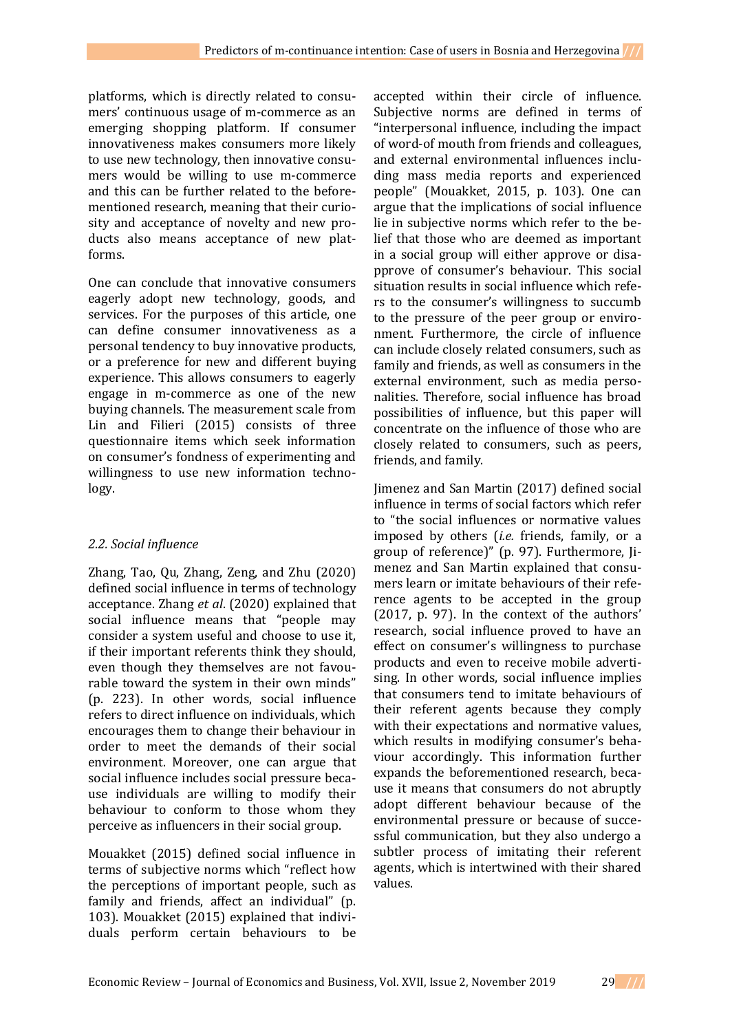platforms, which is directly related to consumers' continuous usage of m-commerce as an emerging shopping platform. If consumer innovativeness makes consumers more likely to use new technology, then innovative consumers would be willing to use m-commerce and this can be further related to the beforementioned research, meaning that their curiosity and acceptance of novelty and new products also means acceptance of new platforms.

One can conclude that innovative consumers eagerly adopt new technology, goods, and services. For the purposes of this article, one can define consumer innovativeness as a personal tendency to buy innovative products, or a preference for new and different buying experience. This allows consumers to eagerly engage in m-commerce as one of the new buying channels. The measurement scale from Lin and Filieri (2015) consists of three questionnaire items which seek information on consumer's fondness of experimenting and willingness to use new information technology.

### *2.2. Social influence*

Zhang, Tao, Qu, Zhang, Zeng, and Zhu (2020) defined social influence in terms of technology acceptance. Zhang *et al*. (2020) explained that social influence means that "people may consider a system useful and choose to use it, if their important referents think they should, even though they themselves are not favourable toward the system in their own minds" (p. 223). In other words, social influence refers to direct influence on individuals, which encourages them to change their behaviour in order to meet the demands of their social environment. Moreover, one can argue that social influence includes social pressure because individuals are willing to modify their behaviour to conform to those whom they perceive as influencers in their social group.

Mouakket (2015) defined social influence in terms of subjective norms which "reflect how the perceptions of important people, such as family and friends, affect an individual" (p. 103). Mouakket (2015) explained that individuals perform certain behaviours to be accepted within their circle of influence. Subjective norms are defined in terms of "interpersonal influence, including the impact of word-of mouth from friends and colleagues, and external environmental influences including mass media reports and experienced people" (Mouakket, 2015, p. 103). One can argue that the implications of social influence lie in subjective norms which refer to the belief that those who are deemed as important in a social group will either approve or disapprove of consumer's behaviour. This social situation results in social influence which refers to the consumer's willingness to succumb to the pressure of the peer group or environment. Furthermore, the circle of influence can include closely related consumers, such as family and friends, as well as consumers in the external environment, such as media personalities. Therefore, social influence has broad possibilities of influence, but this paper will concentrate on the influence of those who are closely related to consumers, such as peers, friends, and family.

Jimenez and San Martin (2017) defined social influence in terms of social factors which refer to "the social influences or normative values imposed by others (*i.e.* friends, family, or a group of reference)" (p. 97). Furthermore, Jimenez and San Martin explained that consumers learn or imitate behaviours of their reference agents to be accepted in the group (2017, p. 97). In the context of the authors' research, social influence proved to have an effect on consumer's willingness to purchase products and even to receive mobile advertising. In other words, social influence implies that consumers tend to imitate behaviours of their referent agents because they comply with their expectations and normative values, which results in modifying consumer's behaviour accordingly. This information further expands the beforementioned research, because it means that consumers do not abruptly adopt different behaviour because of the environmental pressure or because of successful communication, but they also undergo a subtler process of imitating their referent agents, which is intertwined with their shared values.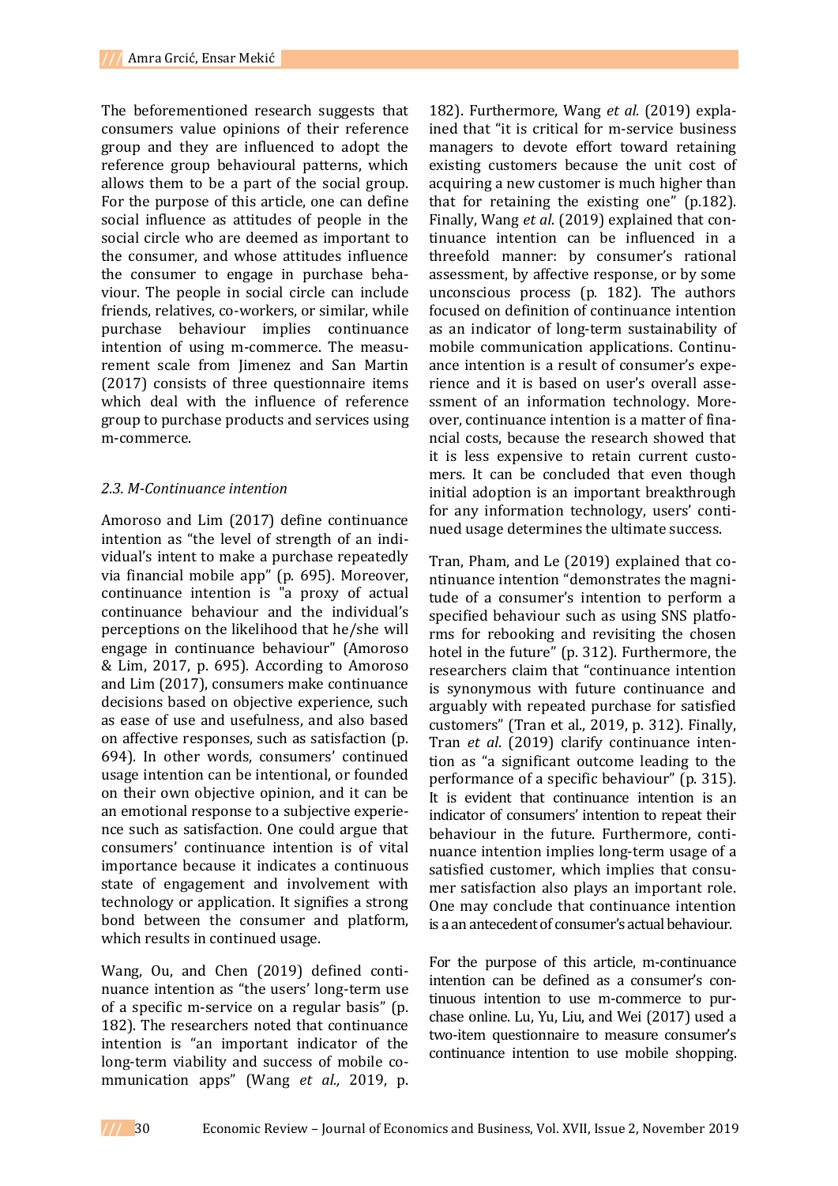The beforementioned research suggests that consumers value opinions of their reference group and they are influenced to adopt the reference group behavioural patterns, which allows them to be a part of the social group. For the purpose of this article, one can define social influence as attitudes of people in the social circle who are deemed as important to the consumer, and whose attitudes influence the consumer to engage in purchase behaviour. The people in social circle can include friends, relatives, co-workers, or similar, while purchase behaviour implies continuance intention of using m-commerce. The measurement scale from Jimenez and San Martin (2017) consists of three questionnaire items which deal with the influence of reference group to purchase products and services using m-commerce.

### *2.3. M-Continuance intention*

Amoroso and Lim (2017) define continuance intention as "the level of strength of an individual's intent to make a purchase repeatedly via financial mobile app" (p. 695). Moreover, continuance intention is "a proxy of actual continuance behaviour and the individual's perceptions on the likelihood that he/she will engage in continuance behaviour" (Amoroso & Lim, 2017, p. 695). According to Amoroso and Lim (2017), consumers make continuance decisions based on objective experience, such as ease of use and usefulness, and also based on affective responses, such as satisfaction (p. 694). In other words, consumers' continued usage intention can be intentional, or founded on their own objective opinion, and it can be an emotional response to a subjective experience such as satisfaction. One could argue that consumers' continuance intention is of vital importance because it indicates a continuous state of engagement and involvement with technology or application. It signifies a strong bond between the consumer and platform, which results in continued usage.

Wang, Ou, and Chen (2019) defined continuance intention as "the users' long-term use of a specific m-service on a regular basis" (p. 182). The researchers noted that continuance intention is "an important indicator of the long-term viability and success of mobile communication apps" (Wang *et al.,* 2019, p. 182). Furthermore, Wang *et al.* (2019) explained that "it is critical for m-service business managers to devote effort toward retaining existing customers because the unit cost of acquiring a new customer is much higher than that for retaining the existing one" (p.182). Finally, Wang *et al*. (2019) explained that continuance intention can be influenced in a threefold manner: by consumer's rational assessment, by affective response, or by some unconscious process (p. 182). The authors focused on definition of continuance intention as an indicator of long-term sustainability of mobile communication applications. Continuance intention is a result of consumer's experience and it is based on user's overall assessment of an information technology. Moreover, continuance intention is a matter of financial costs, because the research showed that it is less expensive to retain current customers. It can be concluded that even though initial adoption is an important breakthrough for any information technology, users' continued usage determines the ultimate success.

Tran, Pham, and Le (2019) explained that continuance intention "demonstrates the magnitude of a consumer's intention to perform a specified behaviour such as using SNS platforms for rebooking and revisiting the chosen hotel in the future" (p. 312). Furthermore, the researchers claim that "continuance intention is synonymous with future continuance and arguably with repeated purchase for satisfied customers" (Tran et al., 2019, p. 312). Finally, Tran *et al*. (2019) clarify continuance intention as "a significant outcome leading to the performance of a specific behaviour" (p. 315). It is evident that continuance intention is an indicator of consumers' intention to repeat their behaviour in the future. Furthermore, continuance intention implies long-term usage of a satisfied customer, which implies that consumer satisfaction also plays an important role. One may conclude that continuance intention is a an antecedent of consumer's actual behaviour.

For the purpose of this article, m-continuance intention can be defined as a consumer's continuous intention to use m-commerce to purchase online. Lu, Yu, Liu, and Wei (2017) used a two-item questionnaire to measure consumer's continuance intention to use mobile shopping.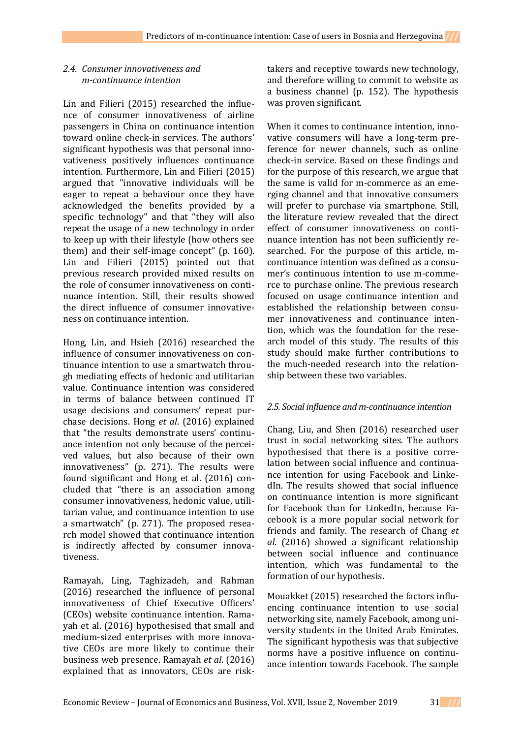### 2.4. Consumer innovativeness and m-continuance intention

Lin and Filieri (2015) researched the influence of consumer innovativeness of airline passengers in China on continuance intention toward online check-in services. The authors' significant hypothesis was that personal innovativeness positively influences continuance intention. Furthermore, Lin and Filieri (2015) argued that "innovative individuals will be eager to repeat a behaviour once they have acknowledged the benefits provided by a specific technology" and that "they will also repeat the usage of a new technology in order to keep up with their lifestyle (how others see them) and their self-image concept" (p. 160). Lin and Filieri (2015) pointed out that previous research provided mixed results on the role of consumer innovativeness on continuance intention. Still, their results showed the direct influence of consumer innovativeness on continuance intention.

Hong, Lin, and Hsieh (2016) researched the influence of consumer innovativeness on continuance intention to use a smartwatch through mediating effects of hedonic and utilitarian value. Continuance intention was considered in terms of balance between continued IT usage decisions and consumers' repeat purchase decisions. Hong *et al*. (2016) explained that "the results demonstrate users' continuance intention not only because of the perceived values, but also because of their own innovativeness" (p. 271). The results were found significant and Hong et al. (2016) concluded that "there is an association among consumer innovativeness, hedonic value, utilitarian value, and continuance intention to use a smartwatch" (p. 271). The proposed research model showed that continuance intention is indirectly affected by consumer innovativeness.

Ramayah, Ling, Taghizadeh, and Rahman (2016) researched the influence of personal innovativeness of Chief Executive Officers' (CEOs) website continuance intention. Ramayah et al. (2016) hypothesised that small and medium-sized enterprises with more innovative CEOs are more likely to continue their business web presence. Ramayah *et al*. (2016) explained that as innovators, CEOs are risk-takers and receptive towards new technology, and therefore willing to commit to website as a business channel (p. 152). The hypothesis was proven significant.

When it comes to continuance intention, innovative consumers will have a long-term preference for newer channels, such as online check-in service. Based on these findings and for the purpose of this research, we argue that the same is valid for m-commerce as an emerging channel and that innovative consumers will prefer to purchase via smartphone. Still, the literature review revealed that the direct effect of consumer innovativeness on continuance intention has not been sufficiently researched. For the purpose of this article, m-continuance intention was defined as a consumer's continuous intention to use m-commerce to purchase online. The previous research focused on usage continuance intention and established the relationship between consumer innovativeness and continuance intention, which was the foundation for the research model of this study. The results of this study should make further contributions to the much-needed research into the relationship between these two variables.

### 2.5. Social influence and m-continuance intention

Chang, Liu, and Shen (2016) researched user trust in social networking sites. The authors hypothesised that there is a positive correlation between social influence and continuance intention for using Facebook and LinkedIn. The results showed that social influence on continuance intention is more significant for Facebook than for LinkedIn, because Facebook is a more popular social network for friends and family. The research of Chang *et al*. (2016) showed a significant relationship between social influence and continuance intention, which was fundamental to the formation of our hypothesis.

Mouakket (2015) researched the factors influencing continuance intention to use social networking site, namely Facebook, among university students in the United Arab Emirates. The significant hypothesis was that subjective norms have a positive influence on continuance intention towards Facebook. The sample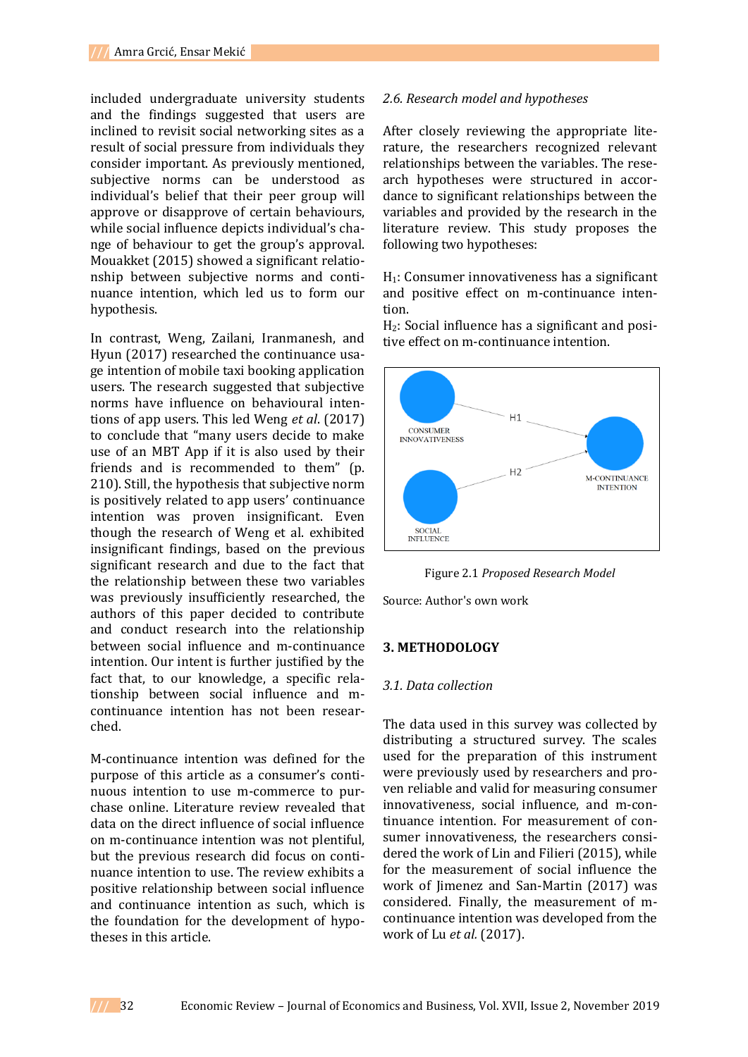included undergraduate university students and the findings suggested that users are inclined to revisit social networking sites as a result of social pressure from individuals they consider important. As previously mentioned, subjective norms can be understood as individual's belief that their peer group will approve or disapprove of certain behaviours, while social influence depicts individual's change of behaviour to get the group's approval. Mouakket (2015) showed a significant relationship between subjective norms and continuance intention, which led us to form our hypothesis.

In contrast, Weng, Zailani, Iranmanesh, and Hyun (2017) researched the continuance usage intention of mobile taxi booking application users. The research suggested that subjective norms have influence on behavioural intentions of app users. This led Weng *et al*. (2017) to conclude that "many users decide to make use of an MBT App if it is also used by their friends and is recommended to them" (p. 210). Still, the hypothesis that subjective norm is positively related to app users' continuance intention was proven insignificant. Even though the research of Weng et al. exhibited insignificant findings, based on the previous significant research and due to the fact that the relationship between these two variables was previously insufficiently researched, the authors of this paper decided to contribute and conduct research into the relationship between social influence and m-continuance intention. Our intent is further justified by the fact that, to our knowledge, a specific relationship between social influence and m-continuance intention has not been researched.

M-continuance intention was defined for the purpose of this article as a consumer's continuous intention to use m-commerce to purchase online. Literature review revealed that data on the direct influence of social influence on m-continuance intention was not plentiful, but the previous research did focus on continuance intention to use. The review exhibits a positive relationship between social influence and continuance intention as such, which is the foundation for the development of hypotheses in this article.

### *2.6. Research model and hypotheses*

After closely reviewing the appropriate literature, the researchers recognized relevant relationships between the variables. The research hypotheses were structured in accordance to significant relationships between the variables and provided by the research in the literature review. This study proposes the following two hypotheses:

$H_1$: Consumer innovativeness has a significant and positive effect on m-continuance intention.
$H_2$: Social influence has a significant and positive effect on m-continuance intention.

CONSUMER INNOVATIVENESS — H1 → M-CONTINUANCE INTENTION
SOCIAL INFLUENCE — H2 → M-CONTINUANCE INTENTION

Figure 2.1 *Proposed Research Model*

Source: Author's own work

## 3. METHODOLOGY

### *3.1. Data collection*

The data used in this survey was collected by distributing a structured survey. The scales used for the preparation of this instrument were previously used by researchers and proven reliable and valid for measuring consumer innovativeness, social influence, and m-continuance intention. For measurement of consumer innovativeness, the researchers considered the work of Lin and Filieri (2015), while for the measurement of social influence the work of Jimenez and San-Martin (2017) was considered. Finally, the measurement of m-continuance intention was developed from the work of Lu *et al.* (2017).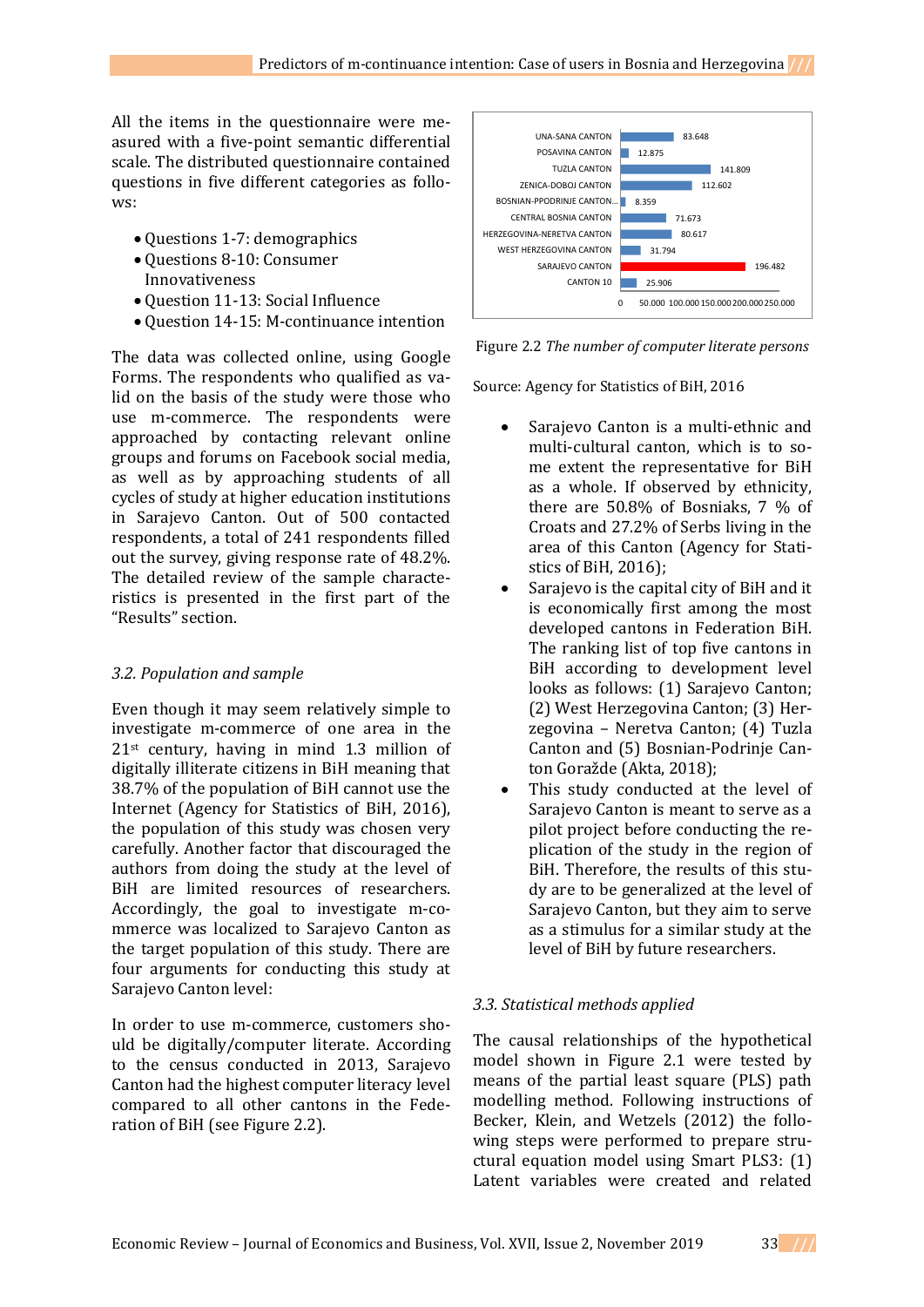All the items in the questionnaire were measured with a five-point semantic differential scale. The distributed questionnaire contained questions in five different categories as follows:

- Questions 1-7: demographics
- Questions 8-10: Consumer Innovativeness
- Question 11-13: Social Influence
- Question 14-15: M-continuance intention

The data was collected online, using Google Forms. The respondents who qualified as valid on the basis of the study were those who use m-commerce. The respondents were approached by contacting relevant online groups and forums on Facebook social media, as well as by approaching students of all cycles of study at higher education institutions in Sarajevo Canton. Out of 500 contacted respondents, a total of 241 respondents filled out the survey, giving response rate of 48.2%. The detailed review of the sample characteristics is presented in the first part of the "Results" section.

### *3.2. Population and sample*

Even though it may seem relatively simple to investigate m-commerce of one area in the 21st century, having in mind 1.3 million of digitally illiterate citizens in BiH meaning that 38.7% of the population of BiH cannot use the Internet (Agency for Statistics of BiH, 2016), the population of this study was chosen very carefully. Another factor that discouraged the authors from doing the study at the level of BiH are limited resources of researchers. Accordingly, the goal to investigate m-commerce was localized to Sarajevo Canton as the target population of this study. There are four arguments for conducting this study at Sarajevo Canton level:

In order to use m-commerce, customers should be digitally/computer literate. According to the census conducted in 2013, Sarajevo Canton had the highest computer literacy level compared to all other cantons in the Federation of BiH (see Figure 2.2).

| Canton | Number |
|---|---|
| UNA-SANA CANTON | 83.648 |
| POSAVINA CANTON | 12.875 |
| TUZLA CANTON | 141.809 |
| ZENICA-DOBOJ CANTON | 112.602 |
| BOSNIAN-PPODRINJE CANTON... | 8.359 |
| CENTRAL BOSNIA CANTON | 71.673 |
| HERZEGOVINA-NERETVA CANTON | 80.617 |
| WEST HERZEGOVINA CANTON | 31.794 |
| SARAJEVO CANTON | 196.482 |
| CANTON 10 | 25.906 |

Figure 2.2 *The number of computer literate persons*

Source: Agency for Statistics of BiH, 2016

- Sarajevo Canton is a multi-ethnic and multi-cultural canton, which is to some extent the representative for BiH as a whole. If observed by ethnicity, there are 50.8% of Bosniaks, 7 % of Croats and 27.2% of Serbs living in the area of this Canton (Agency for Statistics of BiH, 2016);
- Sarajevo is the capital city of BiH and it is economically first among the most developed cantons in Federation BiH. The ranking list of top five cantons in BiH according to development level looks as follows: (1) Sarajevo Canton; (2) West Herzegovina Canton; (3) Herzegovina – Neretva Canton; (4) Tuzla Canton and (5) Bosnian-Podrinje Canton Goražde (Akta, 2018);
- This study conducted at the level of Sarajevo Canton is meant to serve as a pilot project before conducting the replication of the study in the region of BiH. Therefore, the results of this study are to be generalized at the level of Sarajevo Canton, but they aim to serve as a stimulus for a similar study at the level of BiH by future researchers.

### *3.3. Statistical methods applied*

The causal relationships of the hypothetical model shown in Figure 2.1 were tested by means of the partial least square (PLS) path modelling method. Following instructions of Becker, Klein, and Wetzels (2012) the following steps were performed to prepare structural equation model using Smart PLS3: (1) Latent variables were created and related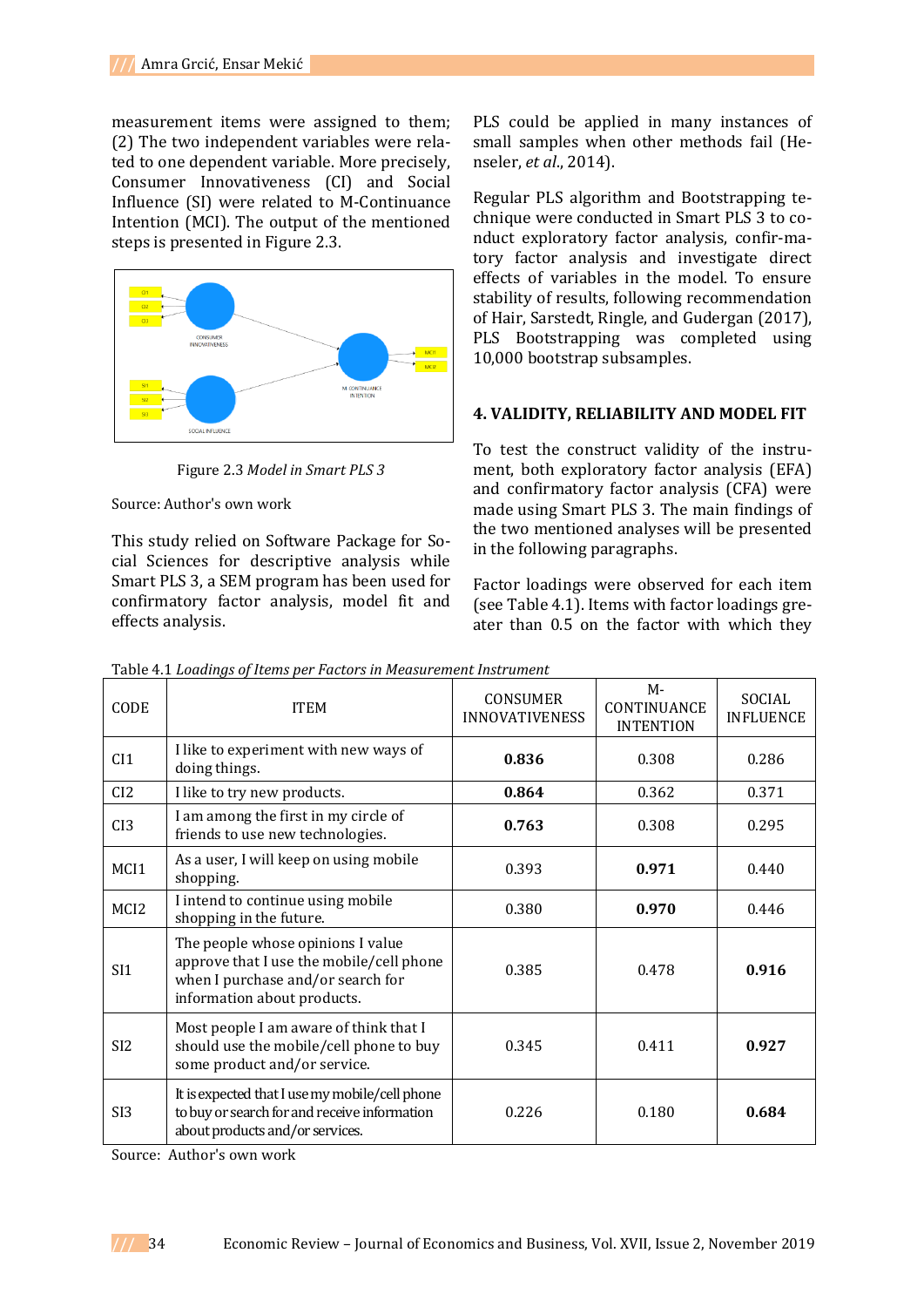measurement items were assigned to them; (2) The two independent variables were related to one dependent variable. More precisely, Consumer Innovativeness (CI) and Social Influence (SI) were related to M-Continuance Intention (MCI). The output of the mentioned steps is presented in Figure 2.3.

Figure 2.3 *Model in Smart PLS 3*

Source: Author's own work

This study relied on Software Package for Social Sciences for descriptive analysis while Smart PLS 3, a SEM program has been used for confirmatory factor analysis, model fit and effects analysis.

PLS could be applied in many instances of small samples when other methods fail (Henseler, *et al*., 2014).

Regular PLS algorithm and Bootstrapping technique were conducted in Smart PLS 3 to conduct exploratory factor analysis, confir-matory factor analysis and investigate direct effects of variables in the model. To ensure stability of results, following recommendation of Hair, Sarstedt, Ringle, and Gudergan (2017), PLS Bootstrapping was completed using 10,000 bootstrap subsamples.

## 4. VALIDITY, RELIABILITY AND MODEL FIT

To test the construct validity of the instrument, both exploratory factor analysis (EFA) and confirmatory factor analysis (CFA) were made using Smart PLS 3. The main findings of the two mentioned analyses will be presented in the following paragraphs.

Factor loadings were observed for each item (see Table 4.1). Items with factor loadings greater than 0.5 on the factor with which they

Table 4.1 *Loadings of Items per Factors in Measurement Instrument*

| CODE | ITEM | CONSUMER INNOVATIVENESS | M-CONTINUANCE INTENTION | SOCIAL INFLUENCE |
|---|---|---|---|---|
| CI1 | I like to experiment with new ways of doing things. | **0.836** | 0.308 | 0.286 |
| CI2 | I like to try new products. | **0.864** | 0.362 | 0.371 |
| CI3 | I am among the first in my circle of friends to use new technologies. | **0.763** | 0.308 | 0.295 |
| MCI1 | As a user, I will keep on using mobile shopping. | 0.393 | **0.971** | 0.440 |
| MCI2 | I intend to continue using mobile shopping in the future. | 0.380 | **0.970** | 0.446 |
| SI1 | The people whose opinions I value approve that I use the mobile/cell phone when I purchase and/or search for information about products. | 0.385 | 0.478 | **0.916** |
| SI2 | Most people I am aware of think that I should use the mobile/cell phone to buy some product and/or service. | 0.345 | 0.411 | **0.927** |
| SI3 | It is expected that I use my mobile/cell phone to buy or search for and receive information about products and/or services. | 0.226 | 0.180 | **0.684** |

Source: Author's own work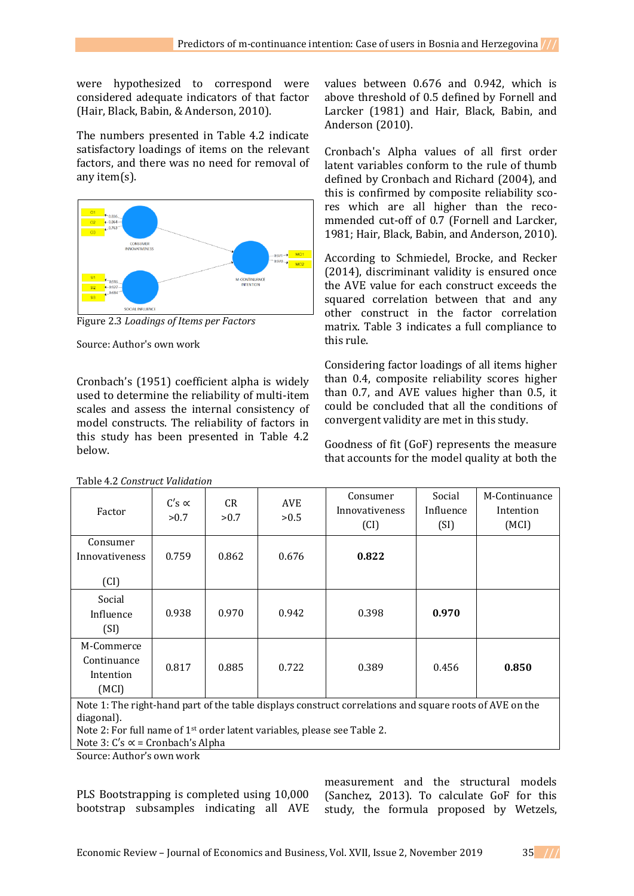were hypothesized to correspond were considered adequate indicators of that factor (Hair, Black, Babin, & Anderson, 2010).

The numbers presented in Table 4.2 indicate satisfactory loadings of items on the relevant factors, and there was no need for removal of any item(s).

Figure 2.3 *Loadings of Items per Factors*

Source: Author's own work

Cronbach's (1951) coefficient alpha is widely used to determine the reliability of multi-item scales and assess the internal consistency of model constructs. The reliability of factors in this study has been presented in Table 4.2 below.

Table 4.2 *Construct Validation*

| Factor | C's ∝ >0.7 | CR >0.7 | AVE >0.5 | Consumer Innovativeness (CI) | Social Influence (SI) | M-Continuance Intention (MCI) |
|---|---|---|---|---|---|---|
| Consumer Innovativeness (CI) | 0.759 | 0.862 | 0.676 | **0.822** | | |
| Social Influence (SI) | 0.938 | 0.970 | 0.942 | 0.398 | **0.970** | |
| M-Commerce Continuance Intention (MCI) | 0.817 | 0.885 | 0.722 | 0.389 | 0.456 | **0.850** |

Note 1: The right-hand part of the table displays construct correlations and square roots of AVE on the diagonal).
Note 2: For full name of 1st order latent variables, please see Table 2.
Note 3: C's ∝ = Cronbach's Alpha

Source: Author's own work

PLS Bootstrapping is completed using 10,000 bootstrap subsamples indicating all AVE values between 0.676 and 0.942, which is above threshold of 0.5 defined by Fornell and Larcker (1981) and Hair, Black, Babin, and Anderson (2010).

Cronbach's Alpha values of all first order latent variables conform to the rule of thumb defined by Cronbach and Richard (2004), and this is confirmed by composite reliability scores which are all higher than the recommended cut-off of 0.7 (Fornell and Larcker, 1981; Hair, Black, Babin, and Anderson, 2010).

According to Schmiedel, Brocke, and Recker (2014), discriminant validity is ensured once the AVE value for each construct exceeds the squared correlation between that and any other construct in the factor correlation matrix. Table 3 indicates a full compliance to this rule.

Considering factor loadings of all items higher than 0.4, composite reliability scores higher than 0.7, and AVE values higher than 0.5, it could be concluded that all the conditions of convergent validity are met in this study.

Goodness of fit (GoF) represents the measure that accounts for the model quality at both the measurement and the structural models (Sanchez, 2013). To calculate GoF for this study, the formula proposed by Wetzels,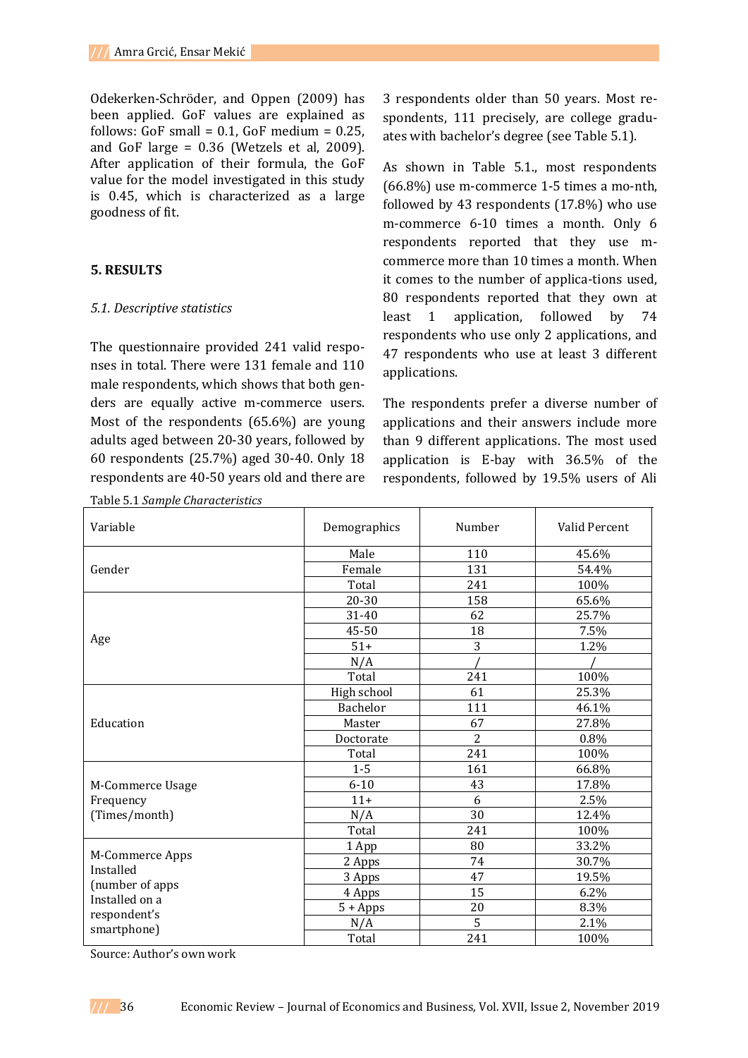Odekerken-Schröder, and Oppen (2009) has been applied. GoF values are explained as follows: GoF small = 0.1, GoF medium = 0.25, and GoF large = 0.36 (Wetzels et al, 2009). After application of their formula, the GoF value for the model investigated in this study is 0.45, which is characterized as a large goodness of fit.

## 5. RESULTS

### *5.1. Descriptive statistics*

The questionnaire provided 241 valid responses in total. There were 131 female and 110 male respondents, which shows that both genders are equally active m-commerce users. Most of the respondents (65.6%) are young adults aged between 20-30 years, followed by 60 respondents (25.7%) aged 30-40. Only 18 respondents are 40-50 years old and there are 3 respondents older than 50 years. Most respondents, 111 precisely, are college graduates with bachelor's degree (see Table 5.1).

As shown in Table 5.1., most respondents (66.8%) use m-commerce 1-5 times a mo-nth, followed by 43 respondents (17.8%) who use m-commerce 6-10 times a month. Only 6 respondents reported that they use m-commerce more than 10 times a month. When it comes to the number of applica-tions used, 80 respondents reported that they own at least 1 application, followed by 74 respondents who use only 2 applications, and 47 respondents who use at least 3 different applications.

The respondents prefer a diverse number of applications and their answers include more than 9 different applications. The most used application is E-bay with 36.5% of the respondents, followed by 19.5% users of Ali

Table 5.1 *Sample Characteristics*

| Variable | Demographics | Number | Valid Percent |
|---|---|---|---|
| Gender | Male | 110 | 45.6% |
| | Female | 131 | 54.4% |
| | Total | 241 | 100% |
| Age | 20-30 | 158 | 65.6% |
| | 31-40 | 62 | 25.7% |
| | 45-50 | 18 | 7.5% |
| | 51+ | 3 | 1.2% |
| | N/A | / | / |
| | Total | 241 | 100% |
| Education | High school | 61 | 25.3% |
| | Bachelor | 111 | 46.1% |
| | Master | 67 | 27.8% |
| | Doctorate | 2 | 0.8% |
| | Total | 241 | 100% |
| M-Commerce Usage Frequency (Times/month) | 1-5 | 161 | 66.8% |
| | 6-10 | 43 | 17.8% |
| | 11+ | 6 | 2.5% |
| | N/A | 30 | 12.4% |
| | Total | 241 | 100% |
| M-Commerce Apps Installed (number of apps Installed on a respondent's smartphone) | 1 App | 80 | 33.2% |
| | 2 Apps | 74 | 30.7% |
| | 3 Apps | 47 | 19.5% |
| | 4 Apps | 15 | 6.2% |
| | 5 + Apps | 20 | 8.3% |
| | N/A | 5 | 2.1% |
| | Total | 241 | 100% |

Source: Author's own work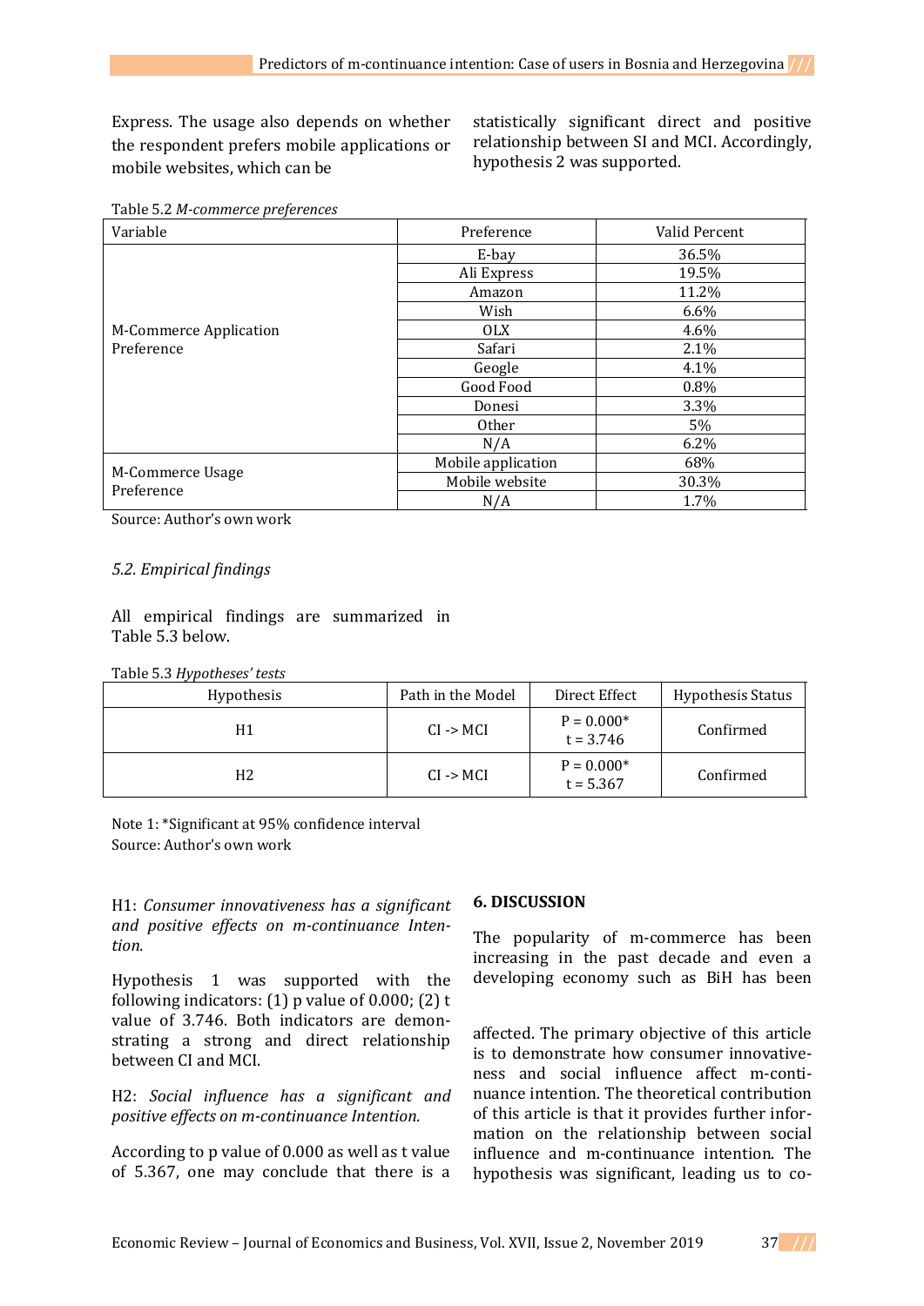Express. The usage also depends on whether the respondent prefers mobile applications or mobile websites, which can be statistically significant direct and positive relationship between SI and MCI. Accordingly, hypothesis 2 was supported.

Table 5.2 *M-commerce preferences*

| Variable | Preference | Valid Percent |
|---|---|---|
| M-Commerce Application Preference | E-bay | 36.5% |
| | Ali Express | 19.5% |
| | Amazon | 11.2% |
| | Wish | 6.6% |
| | OLX | 4.6% |
| | Safari | 2.1% |
| | Geogle | 4.1% |
| | Good Food | 0.8% |
| | Donesi | 3.3% |
| | Other | 5% |
| | N/A | 6.2% |
| M-Commerce Usage Preference | Mobile application | 68% |
| | Mobile website | 30.3% |
| | N/A | 1.7% |

Source: Author's own work

### *5.2. Empirical findings*

All empirical findings are summarized in Table 5.3 below.

Table 5.3 *Hypotheses' tests*

| Hypothesis | Path in the Model | Direct Effect | Hypothesis Status |
|---|---|---|---|
| H1 | CI -> MCI | P = 0.000* t = 3.746 | Confirmed |
| H2 | CI -> MCI | P = 0.000* t = 5.367 | Confirmed |

Note 1: *Significant at 95% confidence interval
Source: Author's own work

H1: *Consumer innovativeness has a significant and positive effects on m-continuance Intention.*

Hypothesis 1 was supported with the following indicators: (1) p value of 0.000; (2) t value of 3.746. Both indicators are demonstrating a strong and direct relationship between CI and MCI.

H2: *Social influence has a significant and positive effects on m-continuance Intention.*

According to p value of 0.000 as well as t value of 5.367, one may conclude that there is a

## 6. DISCUSSION

The popularity of m-commerce has been increasing in the past decade and even a developing economy such as BiH has been affected. The primary objective of this article is to demonstrate how consumer innovativeness and social influence affect m-continuance intention. The theoretical contribution of this article is that it provides further information on the relationship between social influence and m-continuance intention. The hypothesis was significant, leading us to co-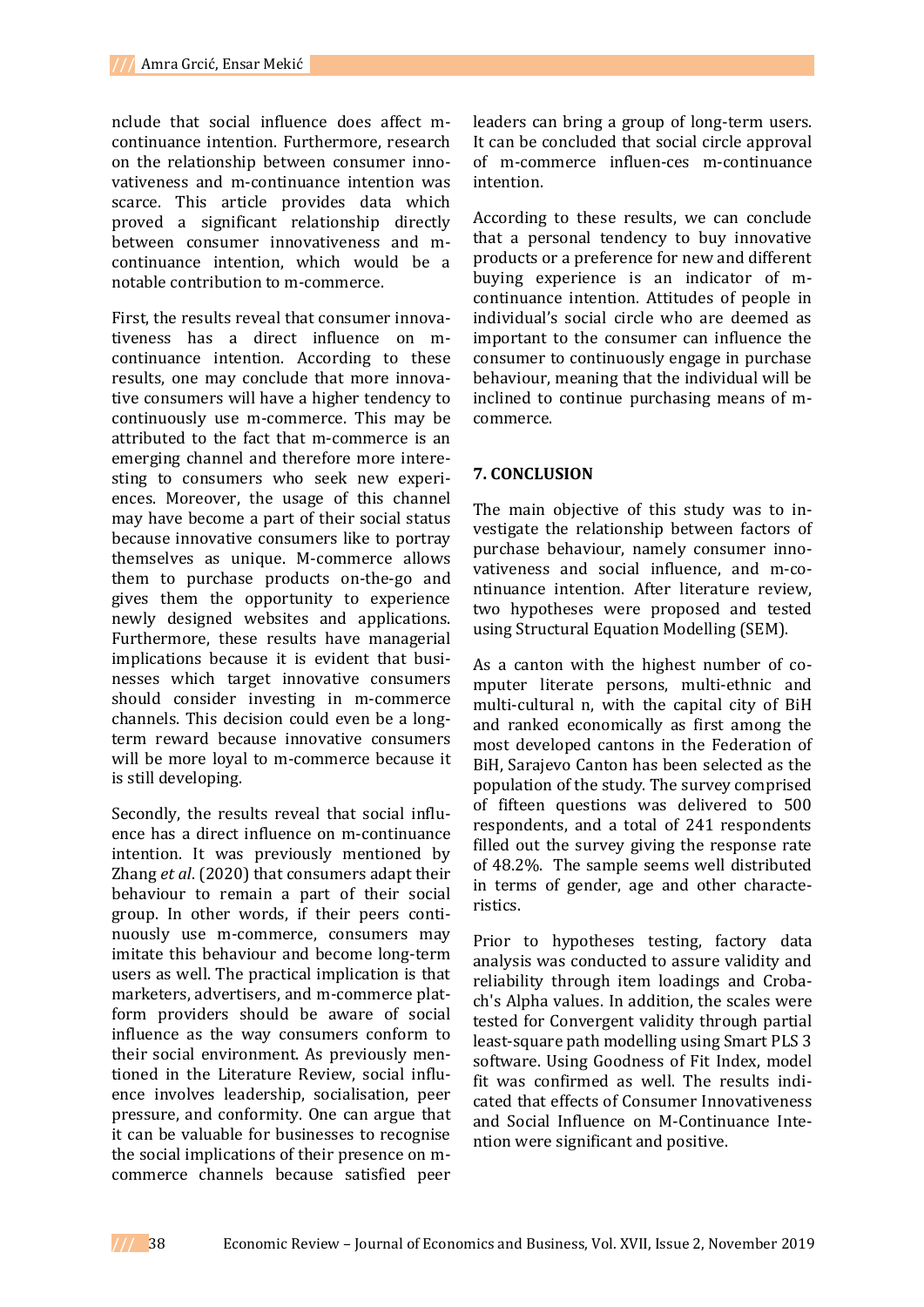nclude that social influence does affect m-continuance intention. Furthermore, research on the relationship between consumer innovativeness and m-continuance intention was scarce. This article provides data which proved a significant relationship directly between consumer innovativeness and m-continuance intention, which would be a notable contribution to m-commerce.

First, the results reveal that consumer innovativeness has a direct influence on m-continuance intention. According to these results, one may conclude that more innovative consumers will have a higher tendency to continuously use m-commerce. This may be attributed to the fact that m-commerce is an emerging channel and therefore more interesting to consumers who seek new experiences. Moreover, the usage of this channel may have become a part of their social status because innovative consumers like to portray themselves as unique. M-commerce allows them to purchase products on-the-go and gives them the opportunity to experience newly designed websites and applications. Furthermore, these results have managerial implications because it is evident that businesses which target innovative consumers should consider investing in m-commerce channels. This decision could even be a long-term reward because innovative consumers will be more loyal to m-commerce because it is still developing.

Secondly, the results reveal that social influence has a direct influence on m-continuance intention. It was previously mentioned by Zhang *et al*. (2020) that consumers adapt their behaviour to remain a part of their social group. In other words, if their peers continuously use m-commerce, consumers may imitate this behaviour and become long-term users as well. The practical implication is that marketers, advertisers, and m-commerce platform providers should be aware of social influence as the way consumers conform to their social environment. As previously mentioned in the Literature Review, social influence involves leadership, socialisation, peer pressure, and conformity. One can argue that it can be valuable for businesses to recognise the social implications of their presence on m-commerce channels because satisfied peer leaders can bring a group of long-term users. It can be concluded that social circle approval of m-commerce influen-ces m-continuance intention.

According to these results, we can conclude that a personal tendency to buy innovative products or a preference for new and different buying experience is an indicator of m-continuance intention. Attitudes of people in individual's social circle who are deemed as important to the consumer can influence the consumer to continuously engage in purchase behaviour, meaning that the individual will be inclined to continue purchasing means of m-commerce.

## 7. CONCLUSION

The main objective of this study was to investigate the relationship between factors of purchase behaviour, namely consumer innovativeness and social influence, and m-continuance intention. After literature review, two hypotheses were proposed and tested using Structural Equation Modelling (SEM).

As a canton with the highest number of computer literate persons, multi-ethnic and multi-cultural n, with the capital city of BiH and ranked economically as first among the most developed cantons in the Federation of BiH, Sarajevo Canton has been selected as the population of the study. The survey comprised of fifteen questions was delivered to 500 respondents, and a total of 241 respondents filled out the survey giving the response rate of 48.2%. The sample seems well distributed in terms of gender, age and other characteristics.

Prior to hypotheses testing, factory data analysis was conducted to assure validity and reliability through item loadings and Crobach's Alpha values. In addition, the scales were tested for Convergent validity through partial least-square path modelling using Smart PLS 3 software. Using Goodness of Fit Index, model fit was confirmed as well. The results indicated that effects of Consumer Innovativeness and Social Influence on M-Continuance Intention were significant and positive.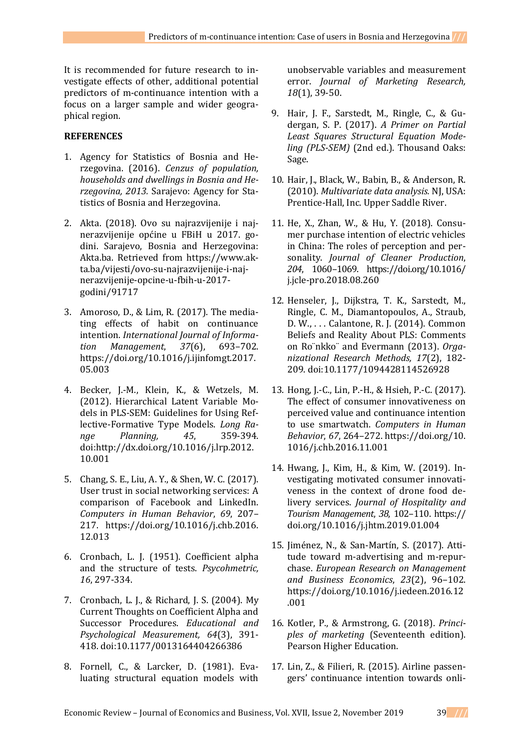It is recommended for future research to investigate effects of other, additional potential predictors of m-continuance intention with a focus on a larger sample and wider geographical region.

**REFERENCES**

1. Agency for Statistics of Bosnia and Herzegovina. (2016). *Cenzus of population, households and dwellings in Bosnia and Herzegovina, 2013.* Sarajevo: Agency for Statistics of Bosnia and Herzegovina.

2. Akta. (2018). Ovo su najrazvijenije i najnerazvijenije općine u FBiH u 2017. godini. Sarajevo, Bosnia and Herzegovina: Akta.ba. Retrieved from https://www.akta.ba/vijesti/ovo-su-najrazvijenije-i-najnerazvijenije-opcine-u-fbih-u-2017-godini/91717

3. Amoroso, D., & Lim, R. (2017). The mediating effects of habit on continuance intention. *International Journal of Information Management*, *37*(6), 693–702. https://doi.org/10.1016/j.ijinfomgt.2017.05.003

4. Becker, J.-M., Klein, K., & Wetzels, M. (2012). Hierarchical Latent Variable Models in PLS-SEM: Guidelines for Using Reflective-Formative Type Models. *Long Range Planning, 45*, 359-394. doi:http://dx.doi.org/10.1016/j.lrp.2012.10.001

5. Chang, S. E., Liu, A. Y., & Shen, W. C. (2017). User trust in social networking services: A comparison of Facebook and LinkedIn. *Computers in Human Behavior*, *69*, 207–217. https://doi.org/10.1016/j.chb.2016.12.013

6. Cronbach, L. J. (1951). Coefficient alpha and the structure of tests. *Psycohmetric, 16*, 297-334.

7. Cronbach, L. J., & Richard, J. S. (2004). My Current Thoughts on Coefficient Alpha and Successor Procedures. *Educational and Psychological Measurement, 64*(3), 391-418. doi:10.1177/0013164404266386

8. Fornell, C., & Larcker, D. (1981). Evaluating structural equation models with unobservable variables and measurement error. *Journal of Marketing Research, 18*(1), 39-50.

9. Hair, J. F., Sarstedt, M., Ringle, C., & Gudergan, S. P. (2017). *A Primer on Partial Least Squares Structural Equation Modeling (PLS-SEM)* (2nd ed.). Thousand Oaks: Sage.

10. Hair, J., Black, W., Babin, B., & Anderson, R. (2010). *Multivariate data analysis.* NJ, USA: Prentice-Hall, Inc. Upper Saddle River.

11. He, X., Zhan, W., & Hu, Y. (2018). Consumer purchase intention of electric vehicles in China: The roles of perception and personality. *Journal of Cleaner Production*, *204*, 1060–1069. https://doi.org/10.1016/j.jcle-pro.2018.08.260

12. Henseler, J., Dijkstra, T. K., Sarstedt, M., Ringle, C. M., Diamantopoulos, A., Straub, D. W., . . . Calantone, R. J. (2014). Common Beliefs and Reality About PLS: Comments on Ro¨nkko¨ and Evermann (2013). *Organizational Research Methods, 17*(2), 182-209. doi:10.1177/1094428114526928

13. Hong, J.-C., Lin, P.-H., & Hsieh, P.-C. (2017). The effect of consumer innovativeness on perceived value and continuance intention to use smartwatch. *Computers in Human Behavior*, *67*, 264–272. https://doi.org/10.1016/j.chb.2016.11.001

14. Hwang, J., Kim, H., & Kim, W. (2019). Investigating motivated consumer innovativeness in the context of drone food delivery services. *Journal of Hospitality and Tourism Management*, *38*, 102–110. https://doi.org/10.1016/j.jhtm.2019.01.004

15. Jiménez, N., & San-Martín, S. (2017). Attitude toward m-advertising and m-repurchase. *European Research on Management and Business Economics*, *23*(2), 96–102. https://doi.org/10.1016/j.iedeen.2016.12.001

16. Kotler, P., & Armstrong, G. (2018). *Principles of marketing* (Seventeenth edition). Pearson Higher Education.

17. Lin, Z., & Filieri, R. (2015). Airline passengers' continuance intention towards onli-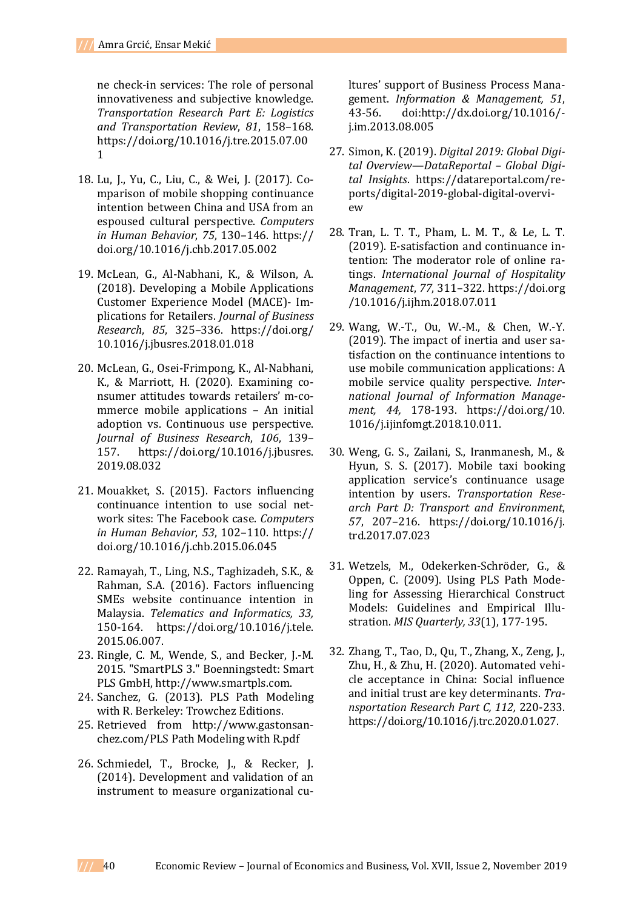ne check-in services: The role of personal innovativeness and subjective knowledge. *Transportation Research Part E: Logistics and Transportation Review*, *81*, 158–168. https://doi.org/10.1016/j.tre.2015.07.001

18. Lu, J., Yu, C., Liu, C., & Wei, J. (2017). Comparison of mobile shopping continuance intention between China and USA from an espoused cultural perspective. *Computers in Human Behavior*, *75*, 130–146. https://doi.org/10.1016/j.chb.2017.05.002

19. McLean, G., Al-Nabhani, K., & Wilson, A. (2018). Developing a Mobile Applications Customer Experience Model (MACE)- Implications for Retailers. *Journal of Business Research*, *85*, 325–336. https://doi.org/10.1016/j.jbusres.2018.01.018

20. McLean, G., Osei-Frimpong, K., Al-Nabhani, K., & Marriott, H. (2020). Examining consumer attitudes towards retailers' m-commerce mobile applications – An initial adoption vs. Continuous use perspective. *Journal of Business Research*, *106*, 139–157. https://doi.org/10.1016/j.jbusres.2019.08.032

21. Mouakket, S. (2015). Factors influencing continuance intention to use social network sites: The Facebook case. *Computers in Human Behavior*, *53*, 102–110. https://doi.org/10.1016/j.chb.2015.06.045

22. Ramayah, T., Ling, N.S., Taghizadeh, S.K., & Rahman, S.A. (2016). Factors influencing SMEs website continuance intention in Malaysia. *Telematics and Informatics, 33,* 150-164. https://doi.org/10.1016/j.tele.2015.06.007.
23. Ringle, C. M., Wende, S., and Becker, J.-M. 2015. "SmartPLS 3." Boenningstedt: Smart PLS GmbH, http://www.smartpls.com.
24. Sanchez, G. (2013). PLS Path Modeling with R. Berkeley: Trowchez Editions.
25. Retrieved from http://www.gastonsanchez.com/PLS Path Modeling with R.pdf

26. Schmiedel, T., Brocke, J., & Recker, J. (2014). Development and validation of an instrument to measure organizational cultures' support of Business Process Management. *Information & Management, 51*, 43-56. doi:http://dx.doi.org/10.1016/j.im.2013.08.005

27. Simon, K. (2019). *Digital 2019: Global Digital Overview—DataReportal – Global Digital Insights*. https://datareportal.com/reports/digital-2019-global-digital-overview

28. Tran, L. T. T., Pham, L. M. T., & Le, L. T. (2019). E-satisfaction and continuance intention: The moderator role of online ratings. *International Journal of Hospitality Management*, *77*, 311–322. https://doi.org/10.1016/j.ijhm.2018.07.011

29. Wang, W.-T., Ou, W.-M., & Chen, W.-Y. (2019). The impact of inertia and user satisfaction on the continuance intentions to use mobile communication applications: A mobile service quality perspective. *International Journal of Information Management, 44,* 178-193. https://doi.org/10.1016/j.ijinfomgt.2018.10.011.

30. Weng, G. S., Zailani, S., Iranmanesh, M., & Hyun, S. S. (2017). Mobile taxi booking application service's continuance usage intention by users. *Transportation Research Part D: Transport and Environment*, *57*, 207–216. https://doi.org/10.1016/j.trd.2017.07.023

31. Wetzels, M., Odekerken-Schröder, G., & Oppen, C. (2009). Using PLS Path Modeling for Assessing Hierarchical Construct Models: Guidelines and Empirical Illustration. *MIS Quarterly, 33*(1), 177-195.

32. Zhang, T., Tao, D., Qu, T., Zhang, X., Zeng, J., Zhu, H., & Zhu, H. (2020). Automated vehicle acceptance in China: Social influence and initial trust are key determinants. *Transportation Research Part C, 112,* 220-233. https://doi.org/10.1016/j.trc.2020.01.027.